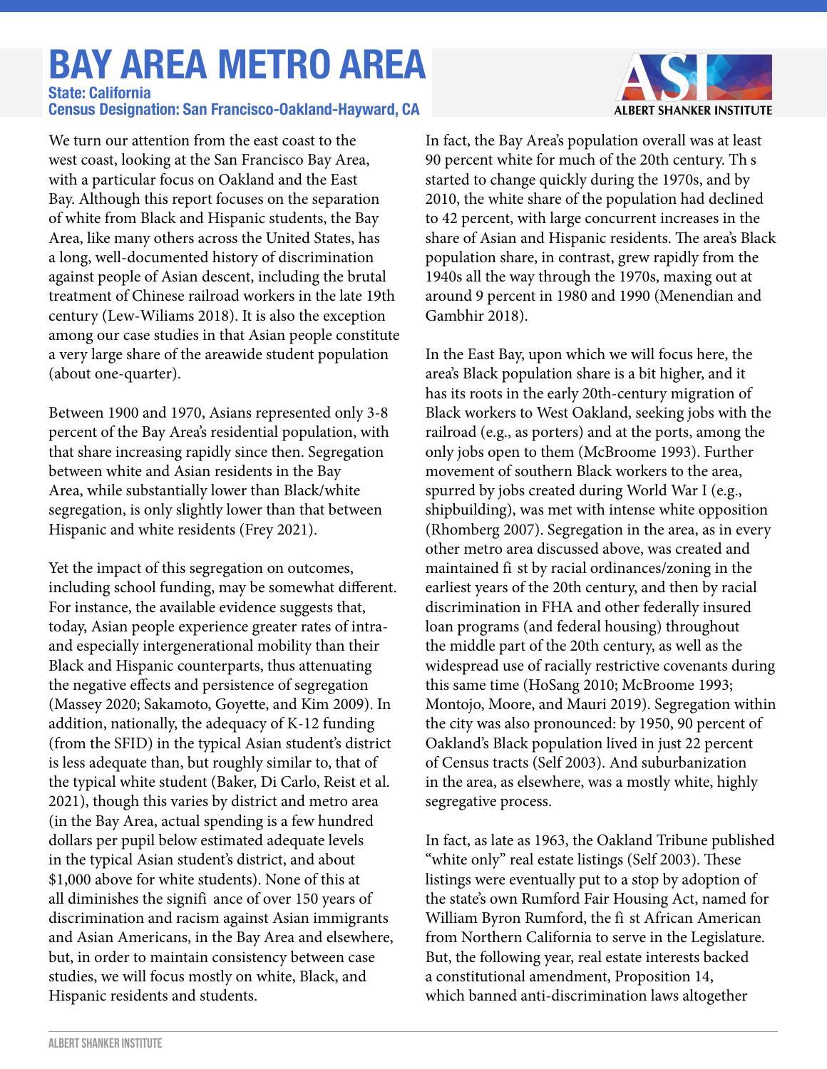# BAY AREA METRO AREA

**State: California**
**Census Designation: San Francisco-Oakland-Hayward, CA**

We turn our attention from the east coast to the west coast, looking at the San Francisco Bay Area, with a particular focus on Oakland and the East Bay. Although this report focuses on the separation of white from Black and Hispanic students, the Bay Area, like many others across the United States, has a long, well-documented history of discrimination against people of Asian descent, including the brutal treatment of Chinese railroad workers in the late 19th century (Lew-Wiliams 2018). It is also the exception among our case studies in that Asian people constitute a very large share of the areawide student population (about one-quarter).

Between 1900 and 1970, Asians represented only 3-8 percent of the Bay Area's residential population, with that share increasing rapidly since then. Segregation between white and Asian residents in the Bay Area, while substantially lower than Black/white segregation, is only slightly lower than that between Hispanic and white residents (Frey 2021).

Yet the impact of this segregation on outcomes, including school funding, may be somewhat different. For instance, the available evidence suggests that, today, Asian people experience greater rates of intra- and especially intergenerational mobility than their Black and Hispanic counterparts, thus attenuating the negative effects and persistence of segregation (Massey 2020; Sakamoto, Goyette, and Kim 2009). In addition, nationally, the adequacy of K-12 funding (from the SFID) in the typical Asian student's district is less adequate than, but roughly similar to, that of the typical white student (Baker, Di Carlo, Reist et al. 2021), though this varies by district and metro area (in the Bay Area, actual spending is a few hundred dollars per pupil below estimated adequate levels in the typical Asian student's district, and about $1,000 above for white students). None of this at all diminishes the signifi ance of over 150 years of discrimination and racism against Asian immigrants and Asian Americans, in the Bay Area and elsewhere, but, in order to maintain consistency between case studies, we will focus mostly on white, Black, and Hispanic residents and students.

In fact, the Bay Area's population overall was at least 90 percent white for much of the 20th century. Th s started to change quickly during the 1970s, and by 2010, the white share of the population had declined to 42 percent, with large concurrent increases in the share of Asian and Hispanic residents. The area's Black population share, in contrast, grew rapidly from the 1940s all the way through the 1970s, maxing out at around 9 percent in 1980 and 1990 (Menendian and Gambhir 2018).

In the East Bay, upon which we will focus here, the area's Black population share is a bit higher, and it has its roots in the early 20th-century migration of Black workers to West Oakland, seeking jobs with the railroad (e.g., as porters) and at the ports, among the only jobs open to them (McBroome 1993). Further movement of southern Black workers to the area, spurred by jobs created during World War I (e.g., shipbuilding), was met with intense white opposition (Rhomberg 2007). Segregation in the area, as in every other metro area discussed above, was created and maintained fi st by racial ordinances/zoning in the earliest years of the 20th century, and then by racial discrimination in FHA and other federally insured loan programs (and federal housing) throughout the middle part of the 20th century, as well as the widespread use of racially restrictive covenants during this same time (HoSang 2010; McBroome 1993; Montojo, Moore, and Mauri 2019). Segregation within the city was also pronounced: by 1950, 90 percent of Oakland's Black population lived in just 22 percent of Census tracts (Self 2003). And suburbanization in the area, as elsewhere, was a mostly white, highly segregative process.

In fact, as late as 1963, the Oakland Tribune published "white only" real estate listings (Self 2003). These listings were eventually put to a stop by adoption of the state's own Rumford Fair Housing Act, named for William Byron Rumford, the fi st African American from Northern California to serve in the Legislature. But, the following year, real estate interests backed a constitutional amendment, Proposition 14, which banned anti-discrimination laws altogether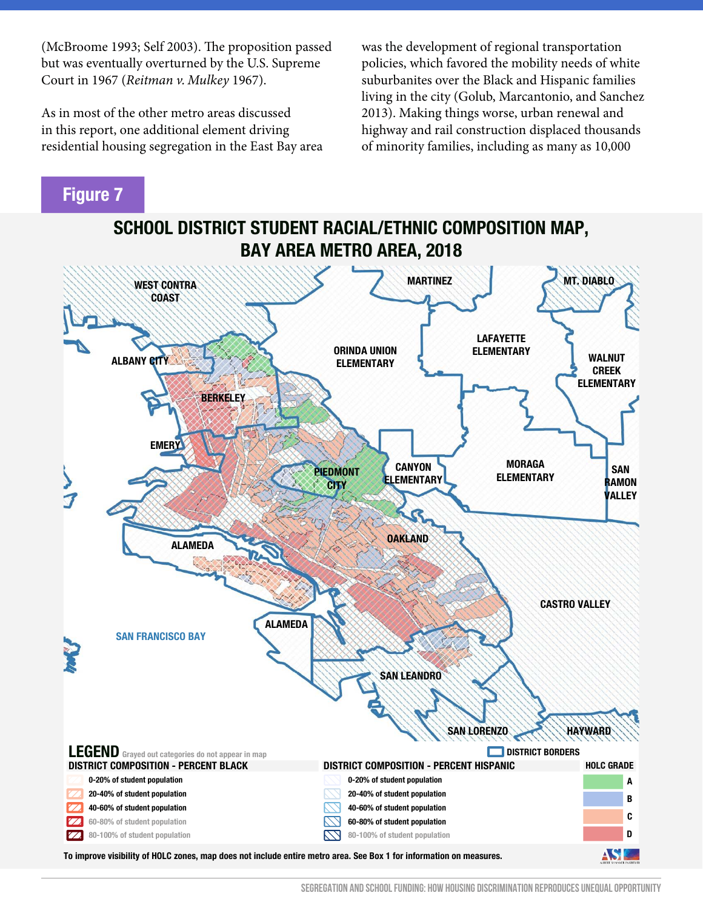(McBroome 1993; Self 2003). The proposition passed but was eventually overturned by the U.S. Supreme Court in 1967 (*Reitman v. Mulkey* 1967).

As in most of the other metro areas discussed in this report, one additional element driving residential housing segregation in the East Bay area was the development of regional transportation policies, which favored the mobility needs of white suburbanites over the Black and Hispanic families living in the city (Golub, Marcantonio, and Sanchez 2013). Making things worse, urban renewal and highway and rail construction displaced thousands of minority families, including as many as 10,000

## Figure 7

### SCHOOL DISTRICT STUDENT RACIAL/ETHNIC COMPOSITION MAP, BAY AREA METRO AREA, 2018

WEST CONTRA COAST, MARTINEZ, MT. DIABLO, ALBANY CITY, ORINDA UNION ELEMENTARY, LAFAYETTE ELEMENTARY, WALNUT CREEK ELEMENTARY, BERKELEY, EMERY, PIEDMONT CITY, CANYON ELEMENTARY, MORAGA ELEMENTARY, SAN RAMON VALLEY, OAKLAND, ALAMEDA, CASTRO VALLEY, SAN FRANCISCO BAY, ALAMEDA, SAN LEANDRO, SAN LORENZO, HAYWARD

**LEGEND** Grayed out categories do not appear in map

DISTRICT BORDERS

| DISTRICT COMPOSITION - PERCENT BLACK | DISTRICT COMPOSITION - PERCENT HISPANIC | HOLC GRADE |
|---|---|---|
| 0-20% of student population | 0-20% of student population | A |
| 20-40% of student population | 20-40% of student population | B |
| 40-60% of student population | 40-60% of student population | C |
| 60-80% of student population | 60-80% of student population | D |
| 80-100% of student population | 80-100% of student population | |

To improve visibility of HOLC zones, map does not include entire metro area. See Box 1 for information on measures.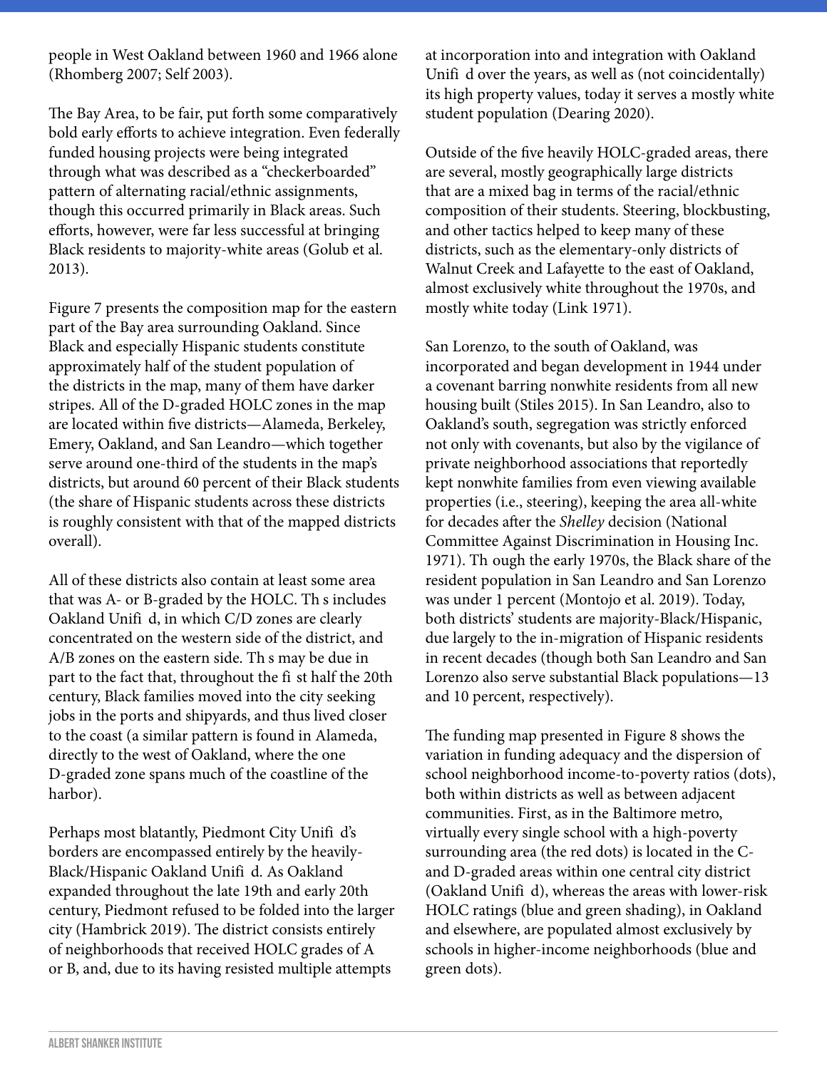people in West Oakland between 1960 and 1966 alone (Rhomberg 2007; Self 2003).

The Bay Area, to be fair, put forth some comparatively bold early efforts to achieve integration. Even federally funded housing projects were being integrated through what was described as a "checkerboarded" pattern of alternating racial/ethnic assignments, though this occurred primarily in Black areas. Such efforts, however, were far less successful at bringing Black residents to majority-white areas (Golub et al. 2013).

Figure 7 presents the composition map for the eastern part of the Bay area surrounding Oakland. Since Black and especially Hispanic students constitute approximately half of the student population of the districts in the map, many of them have darker stripes. All of the D-graded HOLC zones in the map are located within five districts—Alameda, Berkeley, Emery, Oakland, and San Leandro—which together serve around one-third of the students in the map's districts, but around 60 percent of their Black students (the share of Hispanic students across these districts is roughly consistent with that of the mapped districts overall).

All of these districts also contain at least some area that was A- or B-graded by the HOLC. Th s includes Oakland Unifi d, in which C/D zones are clearly concentrated on the western side of the district, and A/B zones on the eastern side. Th s may be due in part to the fact that, throughout the fi st half the 20th century, Black families moved into the city seeking jobs in the ports and shipyards, and thus lived closer to the coast (a similar pattern is found in Alameda, directly to the west of Oakland, where the one D-graded zone spans much of the coastline of the harbor).

Perhaps most blatantly, Piedmont City Unifi d's borders are encompassed entirely by the heavily-Black/Hispanic Oakland Unifi d. As Oakland expanded throughout the late 19th and early 20th century, Piedmont refused to be folded into the larger city (Hambrick 2019). The district consists entirely of neighborhoods that received HOLC grades of A or B, and, due to its having resisted multiple attempts at incorporation into and integration with Oakland Unifi d over the years, as well as (not coincidentally) its high property values, today it serves a mostly white student population (Dearing 2020).

Outside of the five heavily HOLC-graded areas, there are several, mostly geographically large districts that are a mixed bag in terms of the racial/ethnic composition of their students. Steering, blockbusting, and other tactics helped to keep many of these districts, such as the elementary-only districts of Walnut Creek and Lafayette to the east of Oakland, almost exclusively white throughout the 1970s, and mostly white today (Link 1971).

San Lorenzo, to the south of Oakland, was incorporated and began development in 1944 under a covenant barring nonwhite residents from all new housing built (Stiles 2015). In San Leandro, also to Oakland's south, segregation was strictly enforced not only with covenants, but also by the vigilance of private neighborhood associations that reportedly kept nonwhite families from even viewing available properties (i.e., steering), keeping the area all-white for decades after the *Shelley* decision (National Committee Against Discrimination in Housing Inc. 1971). Th ough the early 1970s, the Black share of the resident population in San Leandro and San Lorenzo was under 1 percent (Montojo et al. 2019). Today, both districts' students are majority-Black/Hispanic, due largely to the in-migration of Hispanic residents in recent decades (though both San Leandro and San Lorenzo also serve substantial Black populations—13 and 10 percent, respectively).

The funding map presented in Figure 8 shows the variation in funding adequacy and the dispersion of school neighborhood income-to-poverty ratios (dots), both within districts as well as between adjacent communities. First, as in the Baltimore metro, virtually every single school with a high-poverty surrounding area (the red dots) is located in the C- and D-graded areas within one central city district (Oakland Unifi d), whereas the areas with lower-risk HOLC ratings (blue and green shading), in Oakland and elsewhere, are populated almost exclusively by schools in higher-income neighborhoods (blue and green dots).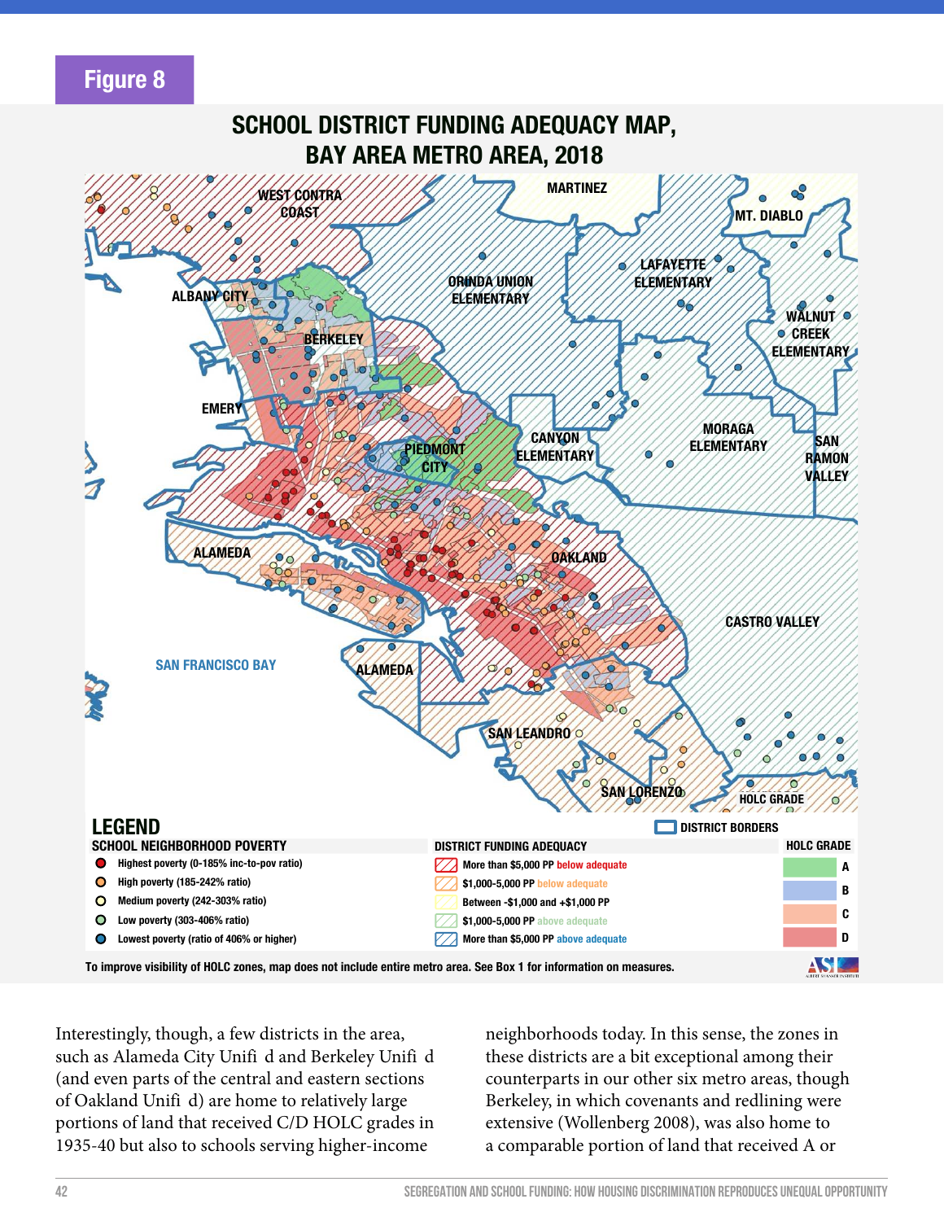## Figure 8

### SCHOOL DISTRICT FUNDING ADEQUACY MAP, BAY AREA METRO AREA, 2018

**LEGEND**

**SCHOOL NEIGHBORHOOD POVERTY**
- Highest poverty (0-185% inc-to-pov ratio)
- High poverty (185-242% ratio)
- Medium poverty (242-303% ratio)
- Low poverty (303-406% ratio)
- Lowest poverty (ratio of 406% or higher)

**DISTRICT FUNDING ADEQUACY**
- More than $5,000 PP below adequate
- $1,000-5,000 PP below adequate
- Between -$1,000 and +$1,000 PP
- $1,000-5,000 PP above adequate
- More than $5,000 PP above adequate

**DISTRICT BORDERS**

**HOLC GRADE**
- A
- B
- C
- D

To improve visibility of HOLC zones, map does not include entire metro area. See Box 1 for information on measures.

Interestingly, though, a few districts in the area, such as Alameda City Unified and Berkeley Unified (and even parts of the central and eastern sections of Oakland Unified) are home to relatively large portions of land that received C/D HOLC grades in 1935-40 but also to schools serving higher-income neighborhoods today. In this sense, the zones in these districts are a bit exceptional among their counterparts in our other six metro areas, though Berkeley, in which covenants and redlining were extensive (Wollenberg 2008), was also home to a comparable portion of land that received A or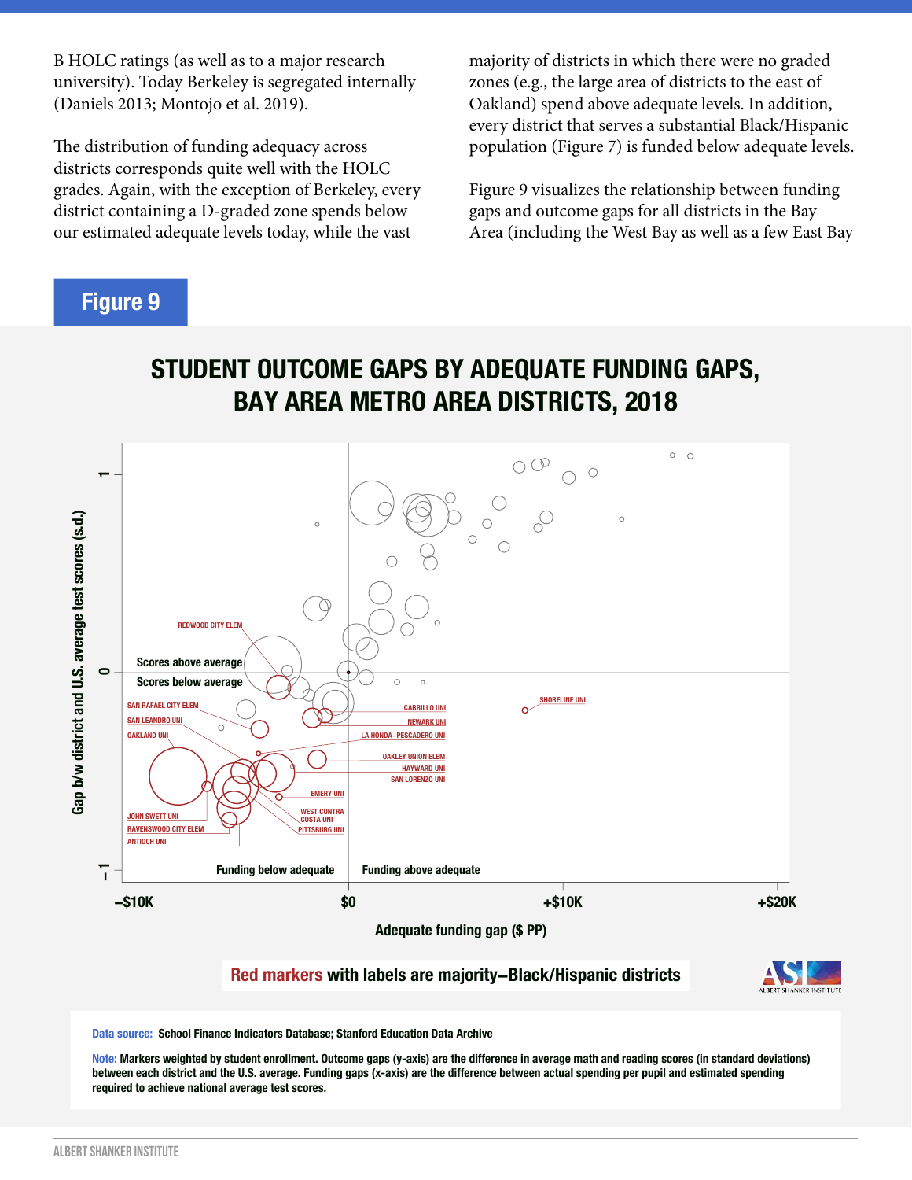B HOLC ratings (as well as to a major research university). Today Berkeley is segregated internally (Daniels 2013; Montojo et al. 2019).

The distribution of funding adequacy across districts corresponds quite well with the HOLC grades. Again, with the exception of Berkeley, every district containing a D-graded zone spends below our estimated adequate levels today, while the vast majority of districts in which there were no graded zones (e.g., the large area of districts to the east of Oakland) spend above adequate levels. In addition, every district that serves a substantial Black/Hispanic population (Figure 7) is funded below adequate levels.

Figure 9 visualizes the relationship between funding gaps and outcome gaps for all districts in the Bay Area (including the West Bay as well as a few East Bay

## Figure 9

### STUDENT OUTCOME GAPS BY ADEQUATE FUNDING GAPS, BAY AREA METRO AREA DISTRICTS, 2018

Y-axis: Gap b/w district and U.S. average test scores (s.d.) — 1, 0, −1. "Scores above average" / "Scores below average"

X-axis: Adequate funding gap ($ PP) — −$10K, $0, +$10K, +$20K. "Funding below adequate" / "Funding above adequate"

Labeled districts: REDWOOD CITY ELEM, SAN RAFAEL CITY ELEM, SAN LEANDRO UNI, OAKLAND UNI, JOHN SWETT UNI, RAVENSWOOD CITY ELEM, ANTIOCH UNI, CABRILLO UNI, NEWARK UNI, LA HONDA–PESCADERO UNI, OAKLEY UNION ELEM, HAYWARD UNI, SAN LORENZO UNI, EMERY UNI, WEST CONTRA COSTA UNI, PITTSBURG UNI, SHORELINE UNI

**Red markers** with labels are majority–Black/Hispanic districts

**Data source:** School Finance Indicators Database; Stanford Education Data Archive

**Note:** Markers weighted by student enrollment. Outcome gaps (y-axis) are the difference in average math and reading scores (in standard deviations) between each district and the U.S. average. Funding gaps (x-axis) are the difference between actual spending per pupil and estimated spending required to achieve national average test scores.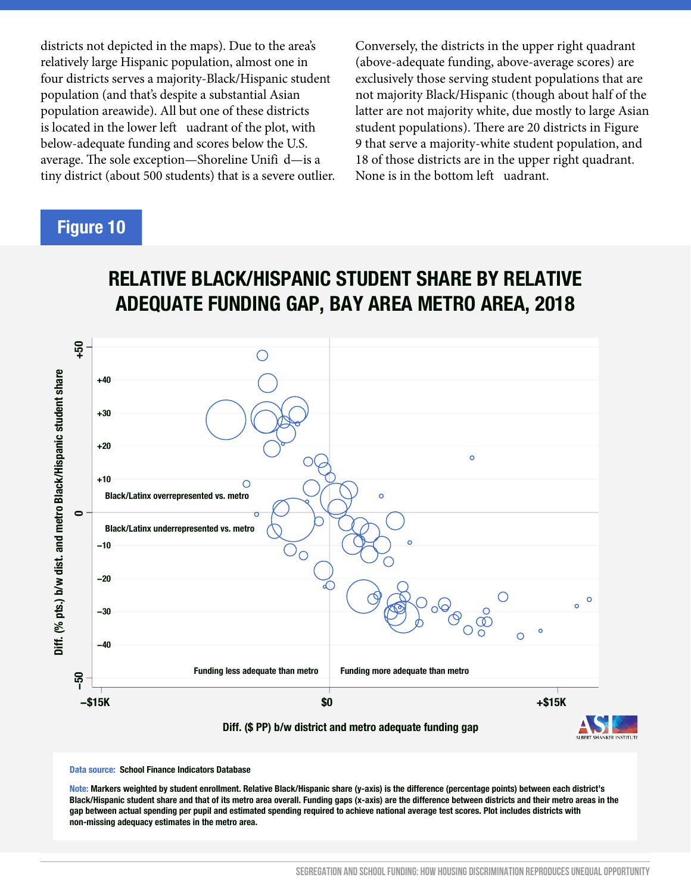districts not depicted in the maps). Due to the area's relatively large Hispanic population, almost one in four districts serves a majority-Black/Hispanic student population (and that's despite a substantial Asian population areawide). All but one of these districts is located in the lower left quadrant of the plot, with below-adequate funding and scores below the U.S. average. The sole exception—Shoreline Unified—is a tiny district (about 500 students) that is a severe outlier.

Conversely, the districts in the upper right quadrant (above-adequate funding, above-average scores) are exclusively those serving student populations that are not majority Black/Hispanic (though about half of the latter are not majority white, due mostly to large Asian student populations). There are 20 districts in Figure 9 that serve a majority-white student population, and 18 of those districts are in the upper right quadrant. None is in the bottom left quadrant.

## Figure 10

### RELATIVE BLACK/HISPANIC STUDENT SHARE BY RELATIVE ADEQUATE FUNDING GAP, BAY AREA METRO AREA, 2018

Y-axis: Diff. (% pts.) b/w dist. and metro Black/Hispanic student share (−50 to +50)

X-axis: Diff. ($ PP) b/w district and metro adequate funding gap (−$15K, $0, +$15K)

Quadrant labels: Black/Latinx overrepresented vs. metro; Black/Latinx underrepresented vs. metro; Funding less adequate than metro; Funding more adequate than metro

Data source: School Finance Indicators Database

Note: Markers weighted by student enrollment. Relative Black/Hispanic share (y-axis) is the difference (percentage points) between each district's Black/Hispanic student share and that of its metro area overall. Funding gaps (x-axis) are the difference between districts and their metro areas in the gap between actual spending per pupil and estimated spending required to achieve national average test scores. Plot includes districts with non-missing adequacy estimates in the metro area.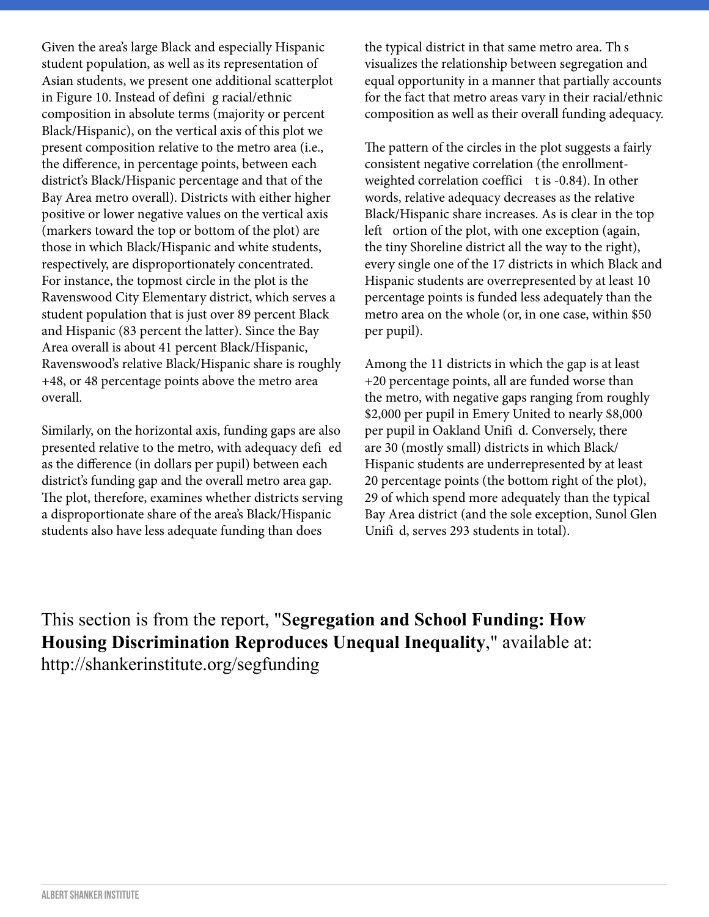Given the area's large Black and especially Hispanic student population, as well as its representation of Asian students, we present one additional scatterplot in Figure 10. Instead of defini g racial/ethnic composition in absolute terms (majority or percent Black/Hispanic), on the vertical axis of this plot we present composition relative to the metro area (i.e., the difference, in percentage points, between each district's Black/Hispanic percentage and that of the Bay Area metro overall). Districts with either higher positive or lower negative values on the vertical axis (markers toward the top or bottom of the plot) are those in which Black/Hispanic and white students, respectively, are disproportionately concentrated. For instance, the topmost circle in the plot is the Ravenswood City Elementary district, which serves a student population that is just over 89 percent Black and Hispanic (83 percent the latter). Since the Bay Area overall is about 41 percent Black/Hispanic, Ravenswood's relative Black/Hispanic share is roughly +48, or 48 percentage points above the metro area overall.

Similarly, on the horizontal axis, funding gaps are also presented relative to the metro, with adequacy defi ed as the difference (in dollars per pupil) between each district's funding gap and the overall metro area gap. The plot, therefore, examines whether districts serving a disproportionate share of the area's Black/Hispanic students also have less adequate funding than does the typical district in that same metro area. Th s visualizes the relationship between segregation and equal opportunity in a manner that partially accounts for the fact that metro areas vary in their racial/ethnic composition as well as their overall funding adequacy.

The pattern of the circles in the plot suggests a fairly consistent negative correlation (the enrollment-weighted correlation coeffici t is -0.84). In other words, relative adequacy decreases as the relative Black/Hispanic share increases. As is clear in the top left ortion of the plot, with one exception (again, the tiny Shoreline district all the way to the right), every single one of the 17 districts in which Black and Hispanic students are overrepresented by at least 10 percentage points is funded less adequately than the metro area on the whole (or, in one case, within $50 per pupil).

Among the 11 districts in which the gap is at least +20 percentage points, all are funded worse than the metro, with negative gaps ranging from roughly $2,000 per pupil in Emery United to nearly $8,000 per pupil in Oakland Unifi d. Conversely, there are 30 (mostly small) districts in which Black/Hispanic students are underrepresented by at least 20 percentage points (the bottom right of the plot), 29 of which spend more adequately than the typical Bay Area district (and the sole exception, Sunol Glen Unifi d, serves 293 students in total).

This section is from the report, "**Segregation and School Funding: How Housing Discrimination Reproduces Unequal Inequality**," available at: http://shankerinstitute.org/segfunding